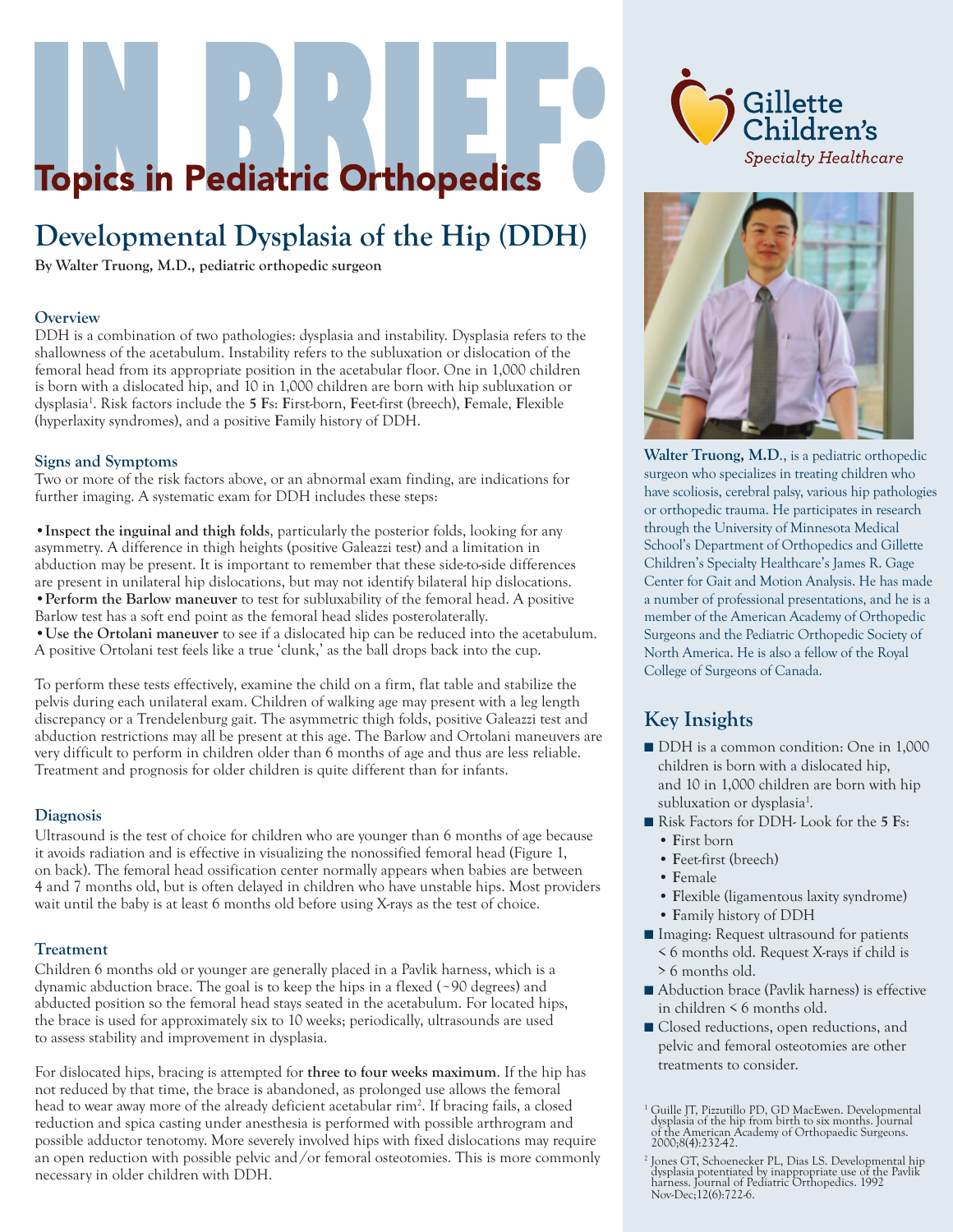# IN BRIEF: Topics in Pediatric Orthopedics

Gillette Children's Specialty Healthcare

## Developmental Dysplasia of the Hip (DDH)

**By Walter Truong, M.D., pediatric orthopedic surgeon**

### Overview

DDH is a combination of two pathologies: dysplasia and instability. Dysplasia refers to the shallowness of the acetabulum. Instability refers to the subluxation or dislocation of the femoral head from its appropriate position in the acetabular floor. One in 1,000 children is born with a dislocated hip, and 10 in 1,000 children are born with hip subluxation or dysplasia[1]. Risk factors include the **5 F**s: **F**irst-born, **F**eet-first (breech), **F**emale, **F**lexible (hyperlaxity syndromes), and a positive **F**amily history of DDH.

### Signs and Symptoms

Two or more of the risk factors above, or an abnormal exam finding, are indications for further imaging. A systematic exam for DDH includes these steps:

- **Inspect the inguinal and thigh folds**, particularly the posterior folds, looking for any asymmetry. A difference in thigh heights (positive Galeazzi test) and a limitation in abduction may be present. It is important to remember that these side-to-side differences are present in unilateral hip dislocations, but may not identify bilateral hip dislocations.
- **Perform the Barlow maneuver** to test for subluxability of the femoral head. A positive Barlow test has a soft end point as the femoral head slides posterolaterally.
- **Use the Ortolani maneuver** to see if a dislocated hip can be reduced into the acetabulum. A positive Ortolani test feels like a true 'clunk,' as the ball drops back into the cup.

To perform these tests effectively, examine the child on a firm, flat table and stabilize the pelvis during each unilateral exam. Children of walking age may present with a leg length discrepancy or a Trendelenburg gait. The asymmetric thigh folds, positive Galeazzi test and abduction restrictions may all be present at this age. The Barlow and Ortolani maneuvers are very difficult to perform in children older than 6 months of age and thus are less reliable. Treatment and prognosis for older children is quite different than for infants.

### Diagnosis

Ultrasound is the test of choice for children who are younger than 6 months of age because it avoids radiation and is effective in visualizing the nonossified femoral head (Figure 1, on back). The femoral head ossification center normally appears when babies are between 4 and 7 months old, but is often delayed in children who have unstable hips. Most providers wait until the baby is at least 6 months old before using X-rays as the test of choice.

### Treatment

Children 6 months old or younger are generally placed in a Pavlik harness, which is a dynamic abduction brace. The goal is to keep the hips in a flexed (~90 degrees) and abducted position so the femoral head stays seated in the acetabulum. For located hips, the brace is used for approximately six to 10 weeks; periodically, ultrasounds are used to assess stability and improvement in dysplasia.

For dislocated hips, bracing is attempted for **three to four weeks maximum**. If the hip has not reduced by that time, the brace is abandoned, as prolonged use allows the femoral head to wear away more of the already deficient acetabular rim[2]. If bracing fails, a closed reduction and spica casting under anesthesia is performed with possible arthrogram and possible adductor tenotomy. More severely involved hips with fixed dislocations may require an open reduction with possible pelvic and/or femoral osteotomies. This is more commonly necessary in older children with DDH.

**Walter Truong, M.D.**, is a pediatric orthopedic surgeon who specializes in treating children who have scoliosis, cerebral palsy, various hip pathologies or orthopedic trauma. He participates in research through the University of Minnesota Medical School's Department of Orthopedics and Gillette Children's Specialty Healthcare's James R. Gage Center for Gait and Motion Analysis. He has made a number of professional presentations, and he is a member of the American Academy of Orthopedic Surgeons and the Pediatric Orthopedic Society of North America. He is also a fellow of the Royal College of Surgeons of Canada.

### Key Insights

- DDH is a common condition: One in 1,000 children is born with a dislocated hip, and 10 in 1,000 children are born with hip subluxation or dysplasia[1].
- Risk Factors for DDH- Look for the **5 F**s:
  - **F**irst born
  - **F**eet-first (breech)
  - **F**emale
  - **F**lexible (ligamentous laxity syndrome)
  - **F**amily history of DDH
- Imaging: Request ultrasound for patients < 6 months old. Request X-rays if child is > 6 months old.
- Abduction brace (Pavlik harness) is effective in children < 6 months old.
- Closed reductions, open reductions, and pelvic and femoral osteotomies are other treatments to consider.

[1] Guille JT, Pizzutillo PD, GD MacEwen. Developmental dysplasia of the hip from birth to six months. Journal of the American Academy of Orthopaedic Surgeons. 2000;8(4):232-42.

[2] Jones GT, Schoenecker PL, Dias LS. Developmental hip dysplasia potentiated by inappropriate use of the Pavlik harness. Journal of Pediatric Orthopedics. 1992 Nov-Dec;12(6):722-6.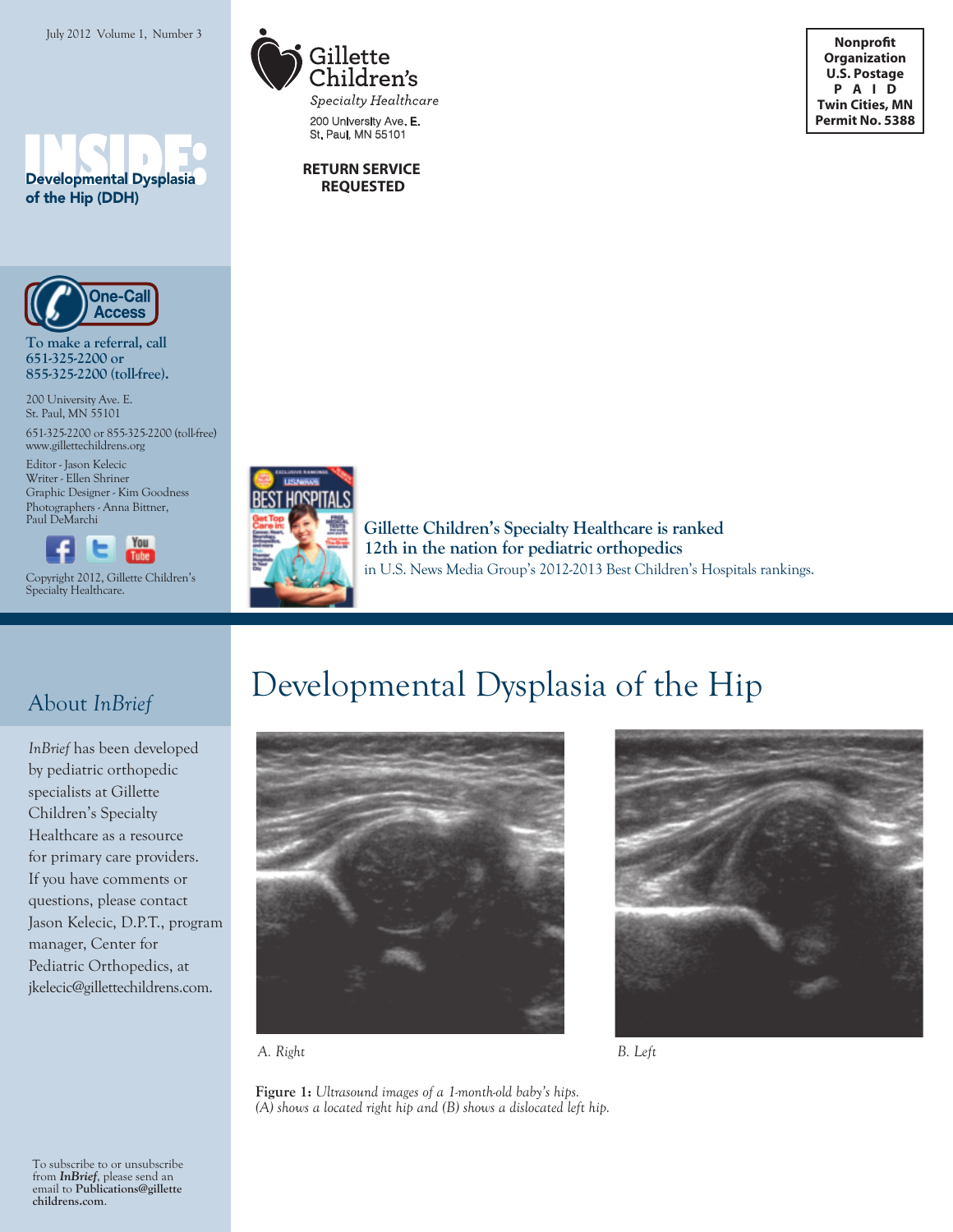July 2012 Volume 1, Number 3

# INSIDE:
**Developmental Dysplasia of the Hip (DDH)**

Gillette Children's Specialty Healthcare
200 University Ave. E.
St. Paul, MN 55101

**RETURN SERVICE REQUESTED**

**Nonprofit Organization U.S. Postage PAID Twin Cities, MN Permit No. 5388**

One-Call Access

**To make a referral, call 651-325-2200 or 855-325-2200 (toll-free).**

200 University Ave. E.
St. Paul, MN 55101

651-325-2200 or 855-325-2200 (toll-free)
www.gillettechildrens.org

Editor - Jason Kelecic
Writer - Ellen Shriner
Graphic Designer - Kim Goodness
Photographers - Anna Bittner, Paul DeMarchi

Copyright 2012, Gillette Children's Specialty Healthcare.

**Gillette Children's Specialty Healthcare is ranked 12th in the nation for pediatric orthopedics** in U.S. News Media Group's 2012-2013 Best Children's Hospitals rankings.

## About *InBrief*

*InBrief* has been developed by pediatric orthopedic specialists at Gillette Children's Specialty Healthcare as a resource for primary care providers. If you have comments or questions, please contact Jason Kelecic, D.P.T., program manager, Center for Pediatric Orthopedics, at jkelecic@gillettechildrens.com.

To subscribe to or unsubscribe from ***InBrief***, please send an email to **Publications@gillettechildrens.com**.

# Developmental Dysplasia of the Hip

*A. Right*

*B. Left*

**Figure 1:** *Ultrasound images of a 1-month-old baby's hips. (A) shows a located right hip and (B) shows a dislocated left hip.*